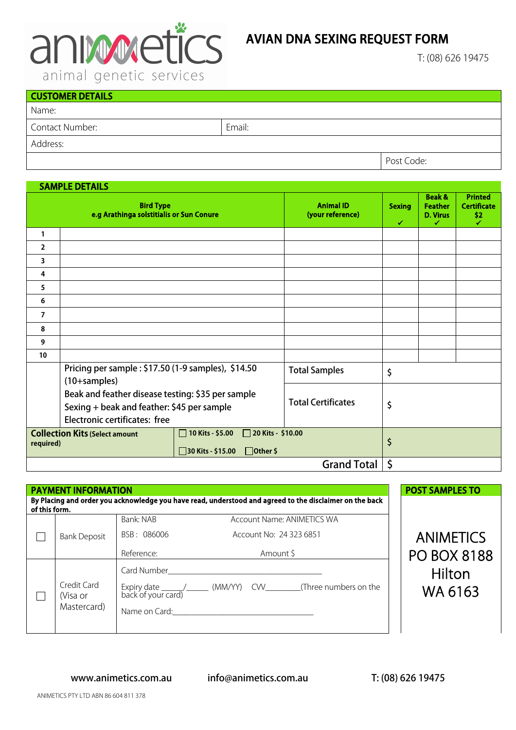animetics
animal genetic services

# AVIAN DNA SEXING REQUEST FORM

T: (08) 626 19475

## CUSTOMER DETAILS

| Name: | |
|---|---|
| Contact Number: | Email: |
| Address: | |
| | Post Code: |

## SAMPLE DETAILS

| | Bird Type e.g Arathinga solstitialis or Sun Conure | Animal ID (your reference) | Sexing ✓ | Beak & Feather D. Virus ✓ | Printed Certificate $2 ✓ |
|---|---|---|---|---|---|
| 1 | | | | | |
| 2 | | | | | |
| 3 | | | | | |
| 4 | | | | | |
| 5 | | | | | |
| 6 | | | | | |
| 7 | | | | | |
| 8 | | | | | |
| 9 | | | | | |
| 10 | | | | | |

Pricing per sample : $17.50 (1-9 samples), $14.50 (10+samples)
Beak and feather disease testing: $35 per sample
Sexing + beak and feather: $45 per sample
Electronic certificates: free

| | |
|---|---|
| Total Samples | $ |
| Total Certificates | $ |

| Collection Kits (Select amount required) | ☐ 10 Kits - $5.00 ☐ 20 Kits - $10.00 ☐ 30 Kits - $15.00 ☐ Other $ | $ |
|---|---|---|
| | Grand Total | $ |

## PAYMENT INFORMATION

By Placing and order you acknowledge you have read, understood and agreed to the disclaimer on the back of this form.

| | | |
|---|---|---|
| ☐ | Bank Deposit | Bank: NAB Account Name: ANIMETICS WA<br>BSB : 086006 Account No: 24 323 6851<br>Reference: Amount $ |
| ☐ | Credit Card (Visa or Mastercard) | Card Number____________________<br>Expiry date _____/_____ (MM/YY) CVV________(Three numbers on the back of your card)<br>Name on Card:____________________ |

## POST SAMPLES TO

ANIMETICS
PO BOX 8188
Hilton
WA 6163

www.animetics.com.au info@animetics.com.au T: (08) 626 19475

ANIMETICS PTY LTD ABN 86 604 811 378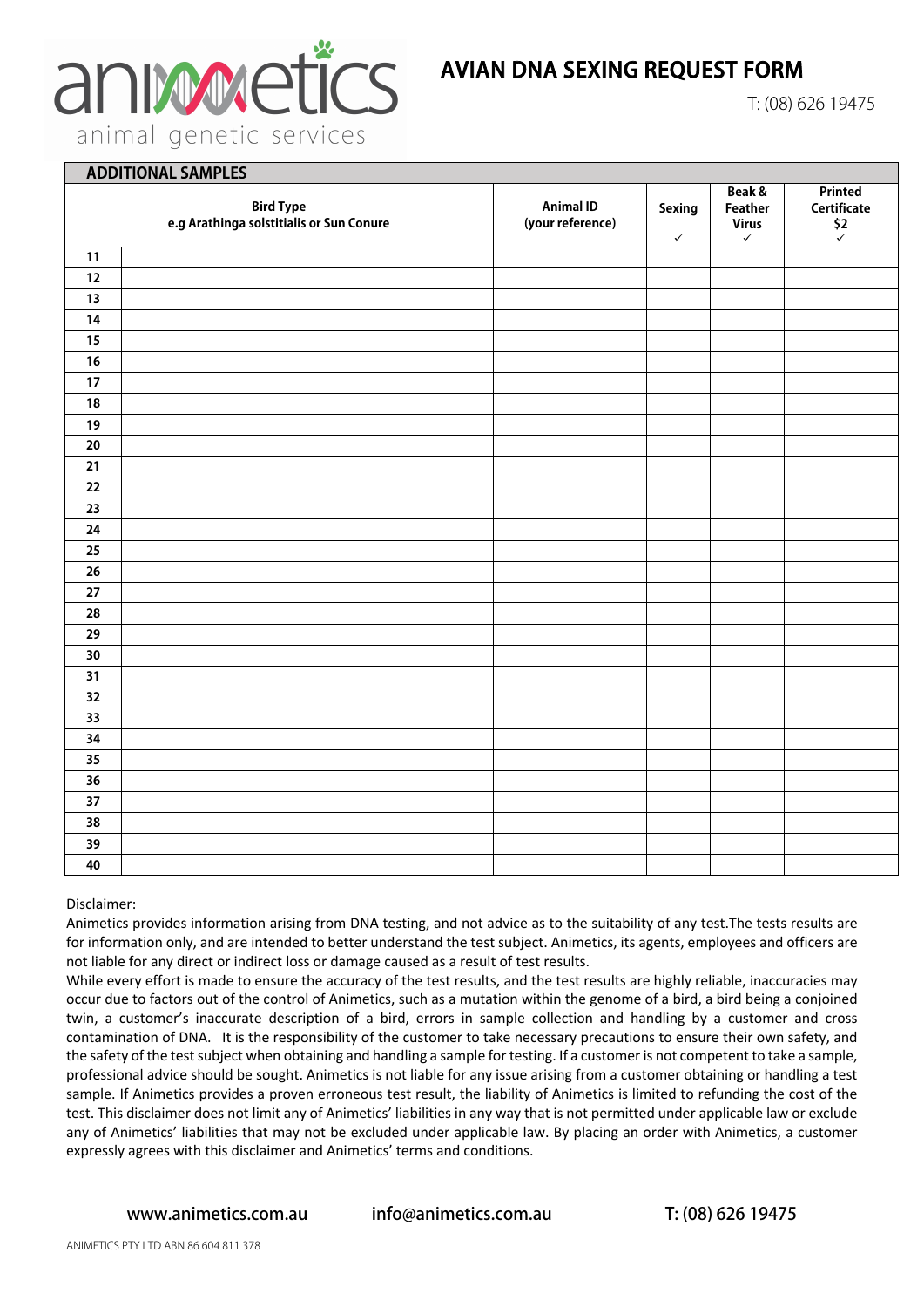# AVIAN DNA SEXING REQUEST FORM

T: (08) 626 19475

## ADDITIONAL SAMPLES

| | Bird Type e.g Arathinga solstitialis or Sun Conure | Animal ID (your reference) | Sexing ✓ | Beak & Feather Virus ✓ | Printed Certificate $2 ✓ |
|---|---|---|---|---|---|
| 11 | | | | | |
| 12 | | | | | |
| 13 | | | | | |
| 14 | | | | | |
| 15 | | | | | |
| 16 | | | | | |
| 17 | | | | | |
| 18 | | | | | |
| 19 | | | | | |
| 20 | | | | | |
| 21 | | | | | |
| 22 | | | | | |
| 23 | | | | | |
| 24 | | | | | |
| 25 | | | | | |
| 26 | | | | | |
| 27 | | | | | |
| 28 | | | | | |
| 29 | | | | | |
| 30 | | | | | |
| 31 | | | | | |
| 32 | | | | | |
| 33 | | | | | |
| 34 | | | | | |
| 35 | | | | | |
| 36 | | | | | |
| 37 | | | | | |
| 38 | | | | | |
| 39 | | | | | |
| 40 | | | | | |

Disclaimer:

Animetics provides information arising from DNA testing, and not advice as to the suitability of any test.The tests results are for information only, and are intended to better understand the test subject. Animetics, its agents, employees and officers are not liable for any direct or indirect loss or damage caused as a result of test results.

While every effort is made to ensure the accuracy of the test results, and the test results are highly reliable, inaccuracies may occur due to factors out of the control of Animetics, such as a mutation within the genome of a bird, a bird being a conjoined twin, a customer's inaccurate description of a bird, errors in sample collection and handling by a customer and cross contamination of DNA. It is the responsibility of the customer to take necessary precautions to ensure their own safety, and the safety of the test subject when obtaining and handling a sample for testing. If a customer is not competent to take a sample, professional advice should be sought. Animetics is not liable for any issue arising from a customer obtaining or handling a test sample. If Animetics provides a proven erroneous test result, the liability of Animetics is limited to refunding the cost of the test. This disclaimer does not limit any of Animetics' liabilities in any way that is not permitted under applicable law or exclude any of Animetics' liabilities that may not be excluded under applicable law. By placing an order with Animetics, a customer expressly agrees with this disclaimer and Animetics' terms and conditions.

www.animetics.com.au info@animetics.com.au T: (08) 626 19475

ANIMETICS PTY LTD ABN 86 604 811 378